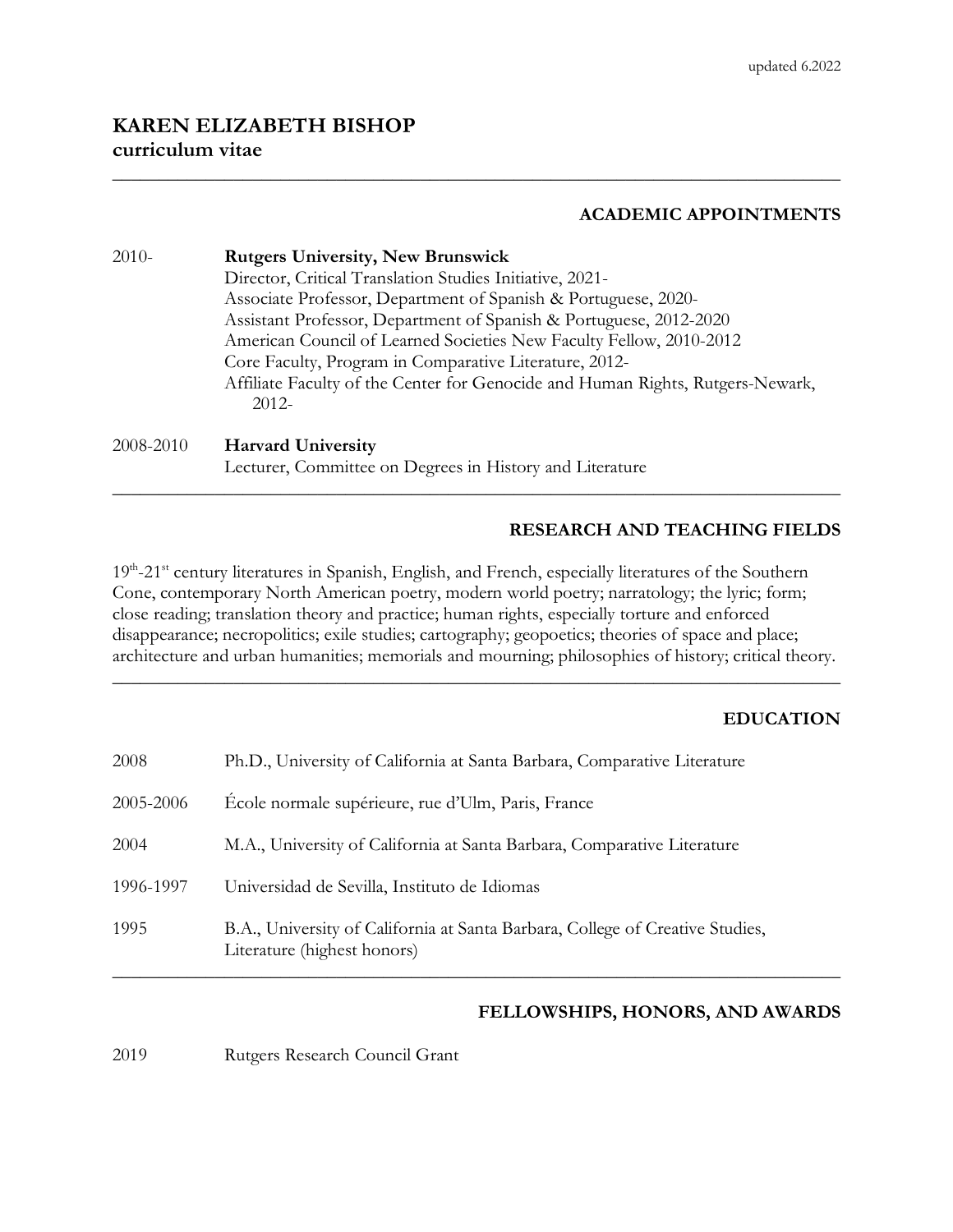updated 6.2022

# KAREN ELIZABETH BISHOP
**curriculum vitae**

---

## ACADEMIC APPOINTMENTS

2010- **Rutgers University, New Brunswick**
Director, Critical Translation Studies Initiative, 2021-
Associate Professor, Department of Spanish & Portuguese, 2020-
Assistant Professor, Department of Spanish & Portuguese, 2012-2020
American Council of Learned Societies New Faculty Fellow, 2010-2012
Core Faculty, Program in Comparative Literature, 2012-
Affiliate Faculty of the Center for Genocide and Human Rights, Rutgers-Newark, 2012-

2008-2010 **Harvard University**
Lecturer, Committee on Degrees in History and Literature

---

## RESEARCH AND TEACHING FIELDS

19th-21st century literatures in Spanish, English, and French, especially literatures of the Southern Cone, contemporary North American poetry, modern world poetry; narratology; the lyric; form; close reading; translation theory and practice; human rights, especially torture and enforced disappearance; necropolitics; exile studies; cartography; geopoetics; theories of space and place; architecture and urban humanities; memorials and mourning; philosophies of history; critical theory.

---

## EDUCATION

2008 Ph.D., University of California at Santa Barbara, Comparative Literature

2005-2006 École normale supérieure, rue d'Ulm, Paris, France

2004 M.A., University of California at Santa Barbara, Comparative Literature

1996-1997 Universidad de Sevilla, Instituto de Idiomas

1995 B.A., University of California at Santa Barbara, College of Creative Studies, Literature (highest honors)

---

## FELLOWSHIPS, HONORS, AND AWARDS

2019 Rutgers Research Council Grant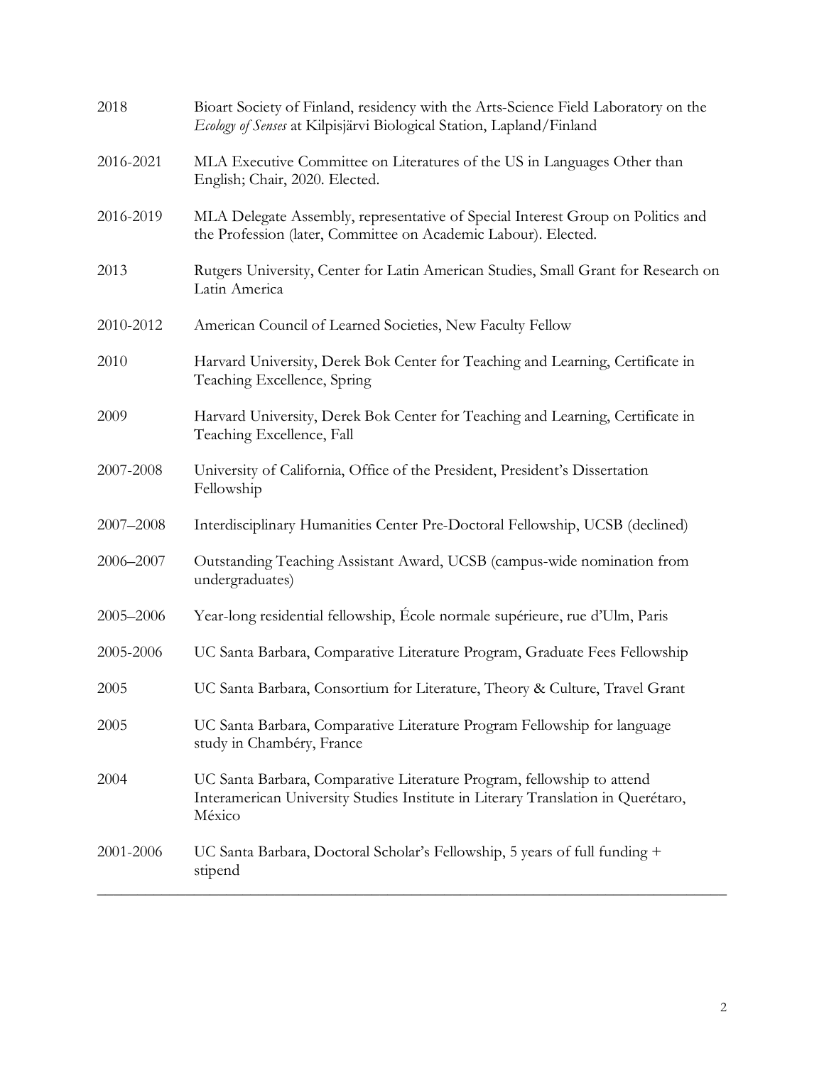| | |
|---|---|
| 2018 | Bioart Society of Finland, residency with the Arts-Science Field Laboratory on the *Ecology of Senses* at Kilpisjärvi Biological Station, Lapland/Finland |
| 2016-2021 | MLA Executive Committee on Literatures of the US in Languages Other than English; Chair, 2020. Elected. |
| 2016-2019 | MLA Delegate Assembly, representative of Special Interest Group on Politics and the Profession (later, Committee on Academic Labour). Elected. |
| 2013 | Rutgers University, Center for Latin American Studies, Small Grant for Research on Latin America |
| 2010-2012 | American Council of Learned Societies, New Faculty Fellow |
| 2010 | Harvard University, Derek Bok Center for Teaching and Learning, Certificate in Teaching Excellence, Spring |
| 2009 | Harvard University, Derek Bok Center for Teaching and Learning, Certificate in Teaching Excellence, Fall |
| 2007-2008 | University of California, Office of the President, President's Dissertation Fellowship |
| 2007–2008 | Interdisciplinary Humanities Center Pre-Doctoral Fellowship, UCSB (declined) |
| 2006–2007 | Outstanding Teaching Assistant Award, UCSB (campus-wide nomination from undergraduates) |
| 2005–2006 | Year-long residential fellowship, École normale supérieure, rue d'Ulm, Paris |
| 2005-2006 | UC Santa Barbara, Comparative Literature Program, Graduate Fees Fellowship |
| 2005 | UC Santa Barbara, Consortium for Literature, Theory & Culture, Travel Grant |
| 2005 | UC Santa Barbara, Comparative Literature Program Fellowship for language study in Chambéry, France |
| 2004 | UC Santa Barbara, Comparative Literature Program, fellowship to attend Interamerican University Studies Institute in Literary Translation in Querétaro, México |
| 2001-2006 | UC Santa Barbara, Doctoral Scholar's Fellowship, 5 years of full funding + stipend |

---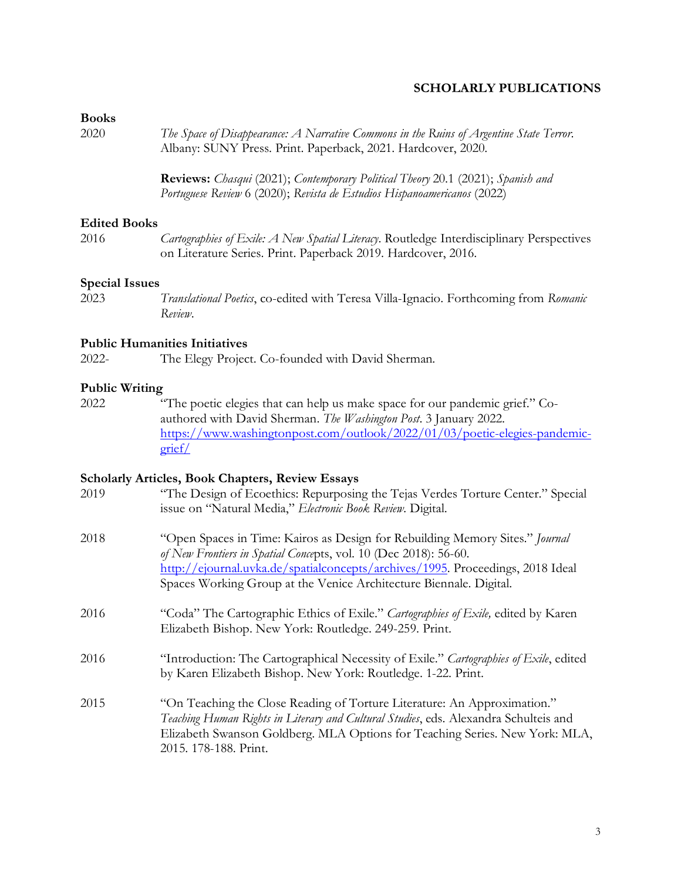## SCHOLARLY PUBLICATIONS

### Books

2020 *The Space of Disappearance: A Narrative Commons in the Ruins of Argentine State Terror*. Albany: SUNY Press. Print. Paperback, 2021. Hardcover, 2020.

**Reviews:** *Chasqui* (2021); *Contemporary Political Theory* 20.1 (2021); *Spanish and Portuguese Review* 6 (2020); *Revista de Estudios Hispanoamericanos* (2022)

### Edited Books

2016 *Cartographies of Exile: A New Spatial Literacy*. Routledge Interdisciplinary Perspectives on Literature Series. Print. Paperback 2019. Hardcover, 2016.

### Special Issues

2023 *Translational Poetics*, co-edited with Teresa Villa-Ignacio. Forthcoming from *Romanic Review*.

### Public Humanities Initiatives

2022- The Elegy Project. Co-founded with David Sherman.

### Public Writing

2022 "The poetic elegies that can help us make space for our pandemic grief." Co-authored with David Sherman. *The Washington Post*. 3 January 2022. https://www.washingtonpost.com/outlook/2022/01/03/poetic-elegies-pandemic-grief/

### Scholarly Articles, Book Chapters, Review Essays

2019 "The Design of Ecoethics: Repurposing the Tejas Verdes Torture Center." Special issue on "Natural Media," *Electronic Book Review*. Digital.

2018 "Open Spaces in Time: Kairos as Design for Rebuilding Memory Sites." *Journal of New Frontiers in Spatial Concepts*, vol. 10 (Dec 2018): 56-60. http://ejournal.uvka.de/spatialconcepts/archives/1995. Proceedings, 2018 Ideal Spaces Working Group at the Venice Architecture Biennale. Digital.

2016 "Coda" The Cartographic Ethics of Exile." *Cartographies of Exile,* edited by Karen Elizabeth Bishop. New York: Routledge. 249-259. Print.

2016 "Introduction: The Cartographical Necessity of Exile." *Cartographies of Exile*, edited by Karen Elizabeth Bishop. New York: Routledge. 1-22. Print.

2015 "On Teaching the Close Reading of Torture Literature: An Approximation." *Teaching Human Rights in Literary and Cultural Studies*, eds. Alexandra Schulteis and Elizabeth Swanson Goldberg. MLA Options for Teaching Series. New York: MLA, 2015. 178-188. Print.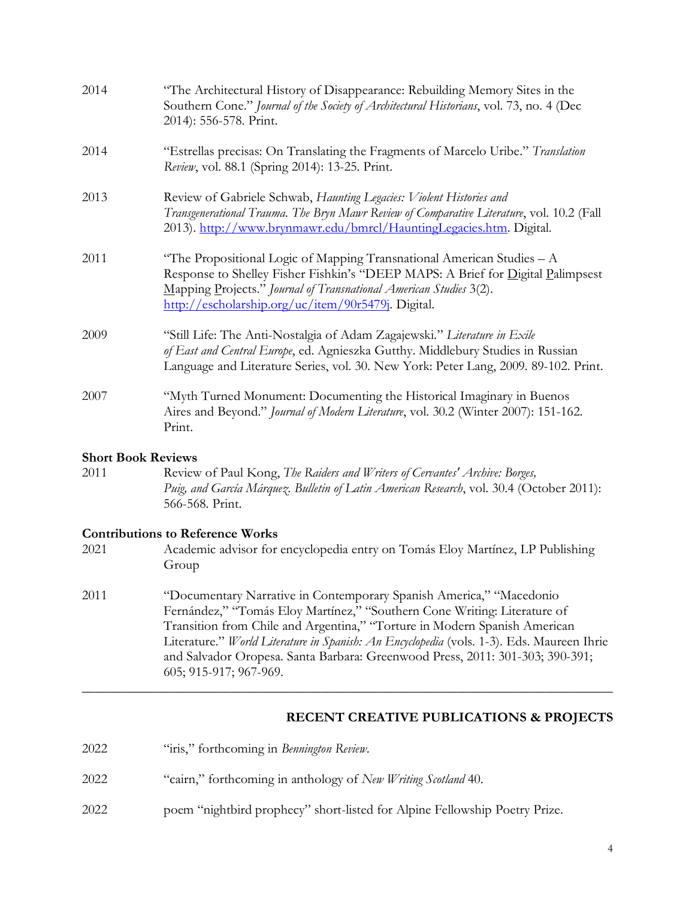2014 "The Architectural History of Disappearance: Rebuilding Memory Sites in the Southern Cone." *Journal of the Society of Architectural Historians*, vol. 73, no. 4 (Dec 2014): 556-578. Print.

2014 "Estrellas precisas: On Translating the Fragments of Marcelo Uribe." *Translation Review*, vol. 88.1 (Spring 2014): 13-25. Print.

2013 Review of Gabriele Schwab, *Haunting Legacies: Violent Histories and Transgenerational Trauma. The Bryn Mawr Review of Comparative Literature*, vol. 10.2 (Fall 2013). http://www.brynmawr.edu/bmrcl/HauntingLegacies.htm. Digital.

2011 "The Propositional Logic of Mapping Transnational American Studies – A Response to Shelley Fisher Fishkin's "DEEP MAPS: A Brief for Digital Palimpsest Mapping Projects." *Journal of Transnational American Studies* 3(2). http://escholarship.org/uc/item/90r5479j. Digital.

2009 "Still Life: The Anti-Nostalgia of Adam Zagajewski." *Literature in Exile of East and Central Europe*, ed. Agnieszka Gutthy. Middlebury Studies in Russian Language and Literature Series, vol. 30. New York: Peter Lang, 2009. 89-102. Print.

2007 "Myth Turned Monument: Documenting the Historical Imaginary in Buenos Aires and Beyond." *Journal of Modern Literature*, vol. 30.2 (Winter 2007): 151-162. Print.

**Short Book Reviews**

2011 Review of Paul Kong, *The Raiders and Writers of Cervantes' Archive: Borges, Puig, and García Márquez. Bulletin of Latin American Research*, vol. 30.4 (October 2011): 566-568. Print.

**Contributions to Reference Works**

2021 Academic advisor for encyclopedia entry on Tomás Eloy Martínez, LP Publishing Group

2011 "Documentary Narrative in Contemporary Spanish America," "Macedonio Fernández," "Tomás Eloy Martínez," "Southern Cone Writing: Literature of Transition from Chile and Argentina," "Torture in Modern Spanish American Literature." *World Literature in Spanish: An Encyclopedia* (vols. 1-3). Eds. Maureen Ihrie and Salvador Oropesa. Santa Barbara: Greenwood Press, 2011: 301-303; 390-391; 605; 915-917; 967-969.

---

## RECENT CREATIVE PUBLICATIONS & PROJECTS

2022 "iris," forthcoming in *Bennington Review*.

2022 "cairn," forthcoming in anthology of *New Writing Scotland* 40.

2022 poem "nightbird prophecy" short-listed for Alpine Fellowship Poetry Prize.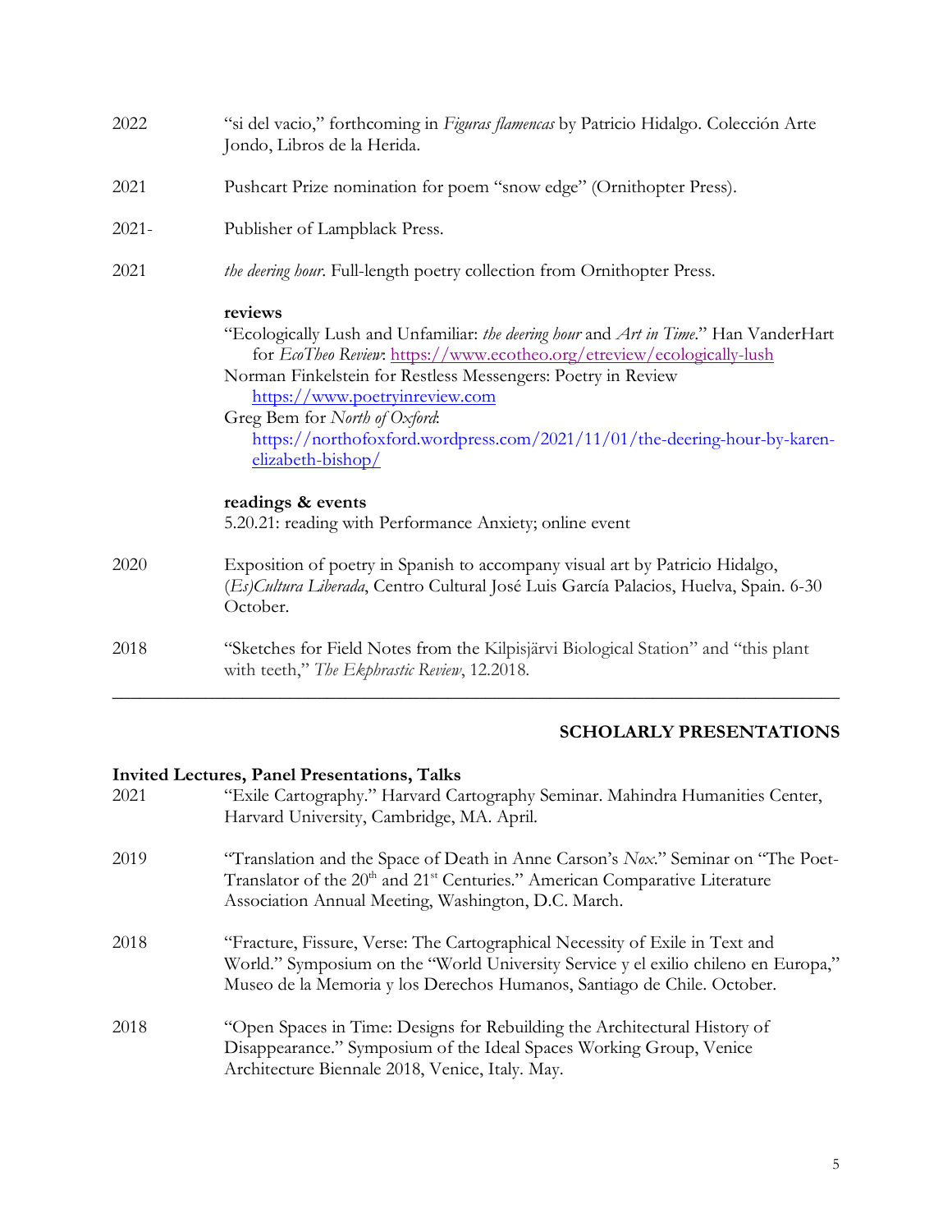2022 — "si del vacio," forthcoming in *Figuras flamencas* by Patricio Hidalgo. Colección Arte Jondo, Libros de la Herida.

2021 — Pushcart Prize nomination for poem "snow edge" (Ornithopter Press).

2021- — Publisher of Lampblack Press.

2021 — *the deering hour*. Full-length poetry collection from Ornithopter Press.

**reviews**

"Ecologically Lush and Unfamiliar: *the deering hour* and *Art in Time*." Han VanderHart for *EcoTheo Review*: https://www.ecotheo.org/etreview/ecologically-lush

Norman Finkelstein for Restless Messengers: Poetry in Review https://www.poetryinreview.com

Greg Bem for *North of Oxford*: https://northofoxford.wordpress.com/2021/11/01/the-deering-hour-by-karen-elizabeth-bishop/

**readings & events**

5.20.21: reading with Performance Anxiety; online event

2020 — Exposition of poetry in Spanish to accompany visual art by Patricio Hidalgo, *(Es)Cultura Liberada*, Centro Cultural José Luis García Palacios, Huelva, Spain. 6-30 October.

2018 — "Sketches for Field Notes from the Kilpisjärvi Biological Station" and "this plant with teeth," *The Ekphrastic Review*, 12.2018.

---

## SCHOLARLY PRESENTATIONS

### Invited Lectures, Panel Presentations, Talks

2021 — "Exile Cartography." Harvard Cartography Seminar. Mahindra Humanities Center, Harvard University, Cambridge, MA. April.

2019 — "Translation and the Space of Death in Anne Carson's *Nox*." Seminar on "The Poet-Translator of the 20th and 21st Centuries." American Comparative Literature Association Annual Meeting, Washington, D.C. March.

2018 — "Fracture, Fissure, Verse: The Cartographical Necessity of Exile in Text and World." Symposium on the "World University Service y el exilio chileno en Europa," Museo de la Memoria y los Derechos Humanos, Santiago de Chile. October.

2018 — "Open Spaces in Time: Designs for Rebuilding the Architectural History of Disappearance." Symposium of the Ideal Spaces Working Group, Venice Architecture Biennale 2018, Venice, Italy. May.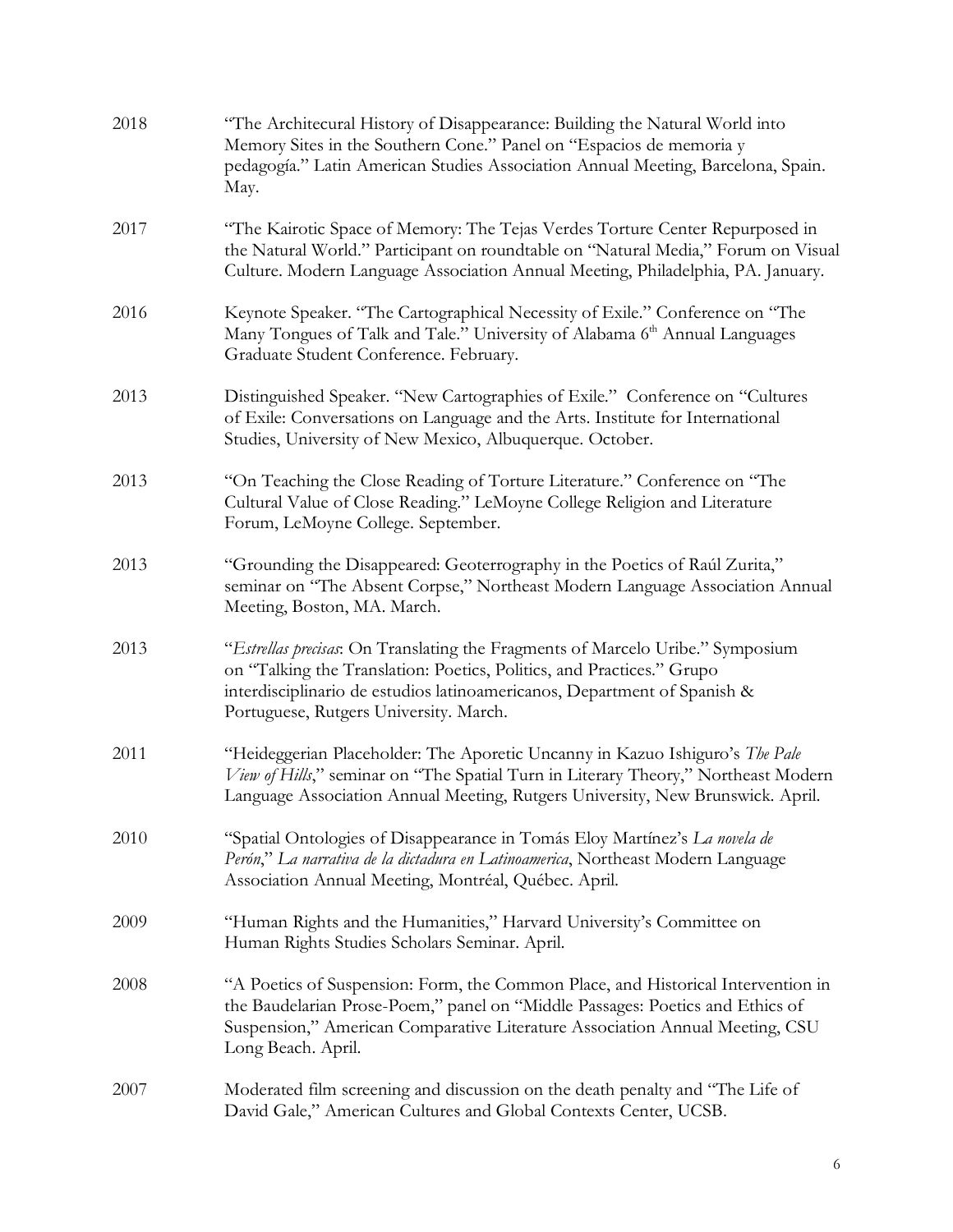2018 "The Architecural History of Disappearance: Building the Natural World into Memory Sites in the Southern Cone." Panel on "Espacios de memoria y pedagogía." Latin American Studies Association Annual Meeting, Barcelona, Spain. May.

2017 "The Kairotic Space of Memory: The Tejas Verdes Torture Center Repurposed in the Natural World." Participant on roundtable on "Natural Media," Forum on Visual Culture. Modern Language Association Annual Meeting, Philadelphia, PA. January.

2016 Keynote Speaker. "The Cartographical Necessity of Exile." Conference on "The Many Tongues of Talk and Tale." University of Alabama 6th Annual Languages Graduate Student Conference. February.

2013 Distinguished Speaker. "New Cartographies of Exile." Conference on "Cultures of Exile: Conversations on Language and the Arts. Institute for International Studies, University of New Mexico, Albuquerque. October.

2013 "On Teaching the Close Reading of Torture Literature." Conference on "The Cultural Value of Close Reading." LeMoyne College Religion and Literature Forum, LeMoyne College. September.

2013 "Grounding the Disappeared: Geoterrography in the Poetics of Raúl Zurita," seminar on "The Absent Corpse," Northeast Modern Language Association Annual Meeting, Boston, MA. March.

2013 "*Estrellas precisas*: On Translating the Fragments of Marcelo Uribe." Symposium on "Talking the Translation: Poetics, Politics, and Practices." Grupo interdisciplinario de estudios latinoamericanos, Department of Spanish & Portuguese, Rutgers University. March.

2011 "Heideggerian Placeholder: The Aporetic Uncanny in Kazuo Ishiguro's *The Pale View of Hills*," seminar on "The Spatial Turn in Literary Theory," Northeast Modern Language Association Annual Meeting, Rutgers University, New Brunswick. April.

2010 "Spatial Ontologies of Disappearance in Tomás Eloy Martínez's *La novela de Perón*," *La narrativa de la dictadura en Latinoamerica*, Northeast Modern Language Association Annual Meeting, Montréal, Québec. April.

2009 "Human Rights and the Humanities," Harvard University's Committee on Human Rights Studies Scholars Seminar. April.

2008 "A Poetics of Suspension: Form, the Common Place, and Historical Intervention in the Baudelarian Prose-Poem," panel on "Middle Passages: Poetics and Ethics of Suspension," American Comparative Literature Association Annual Meeting, CSU Long Beach. April.

2007 Moderated film screening and discussion on the death penalty and "The Life of David Gale," American Cultures and Global Contexts Center, UCSB.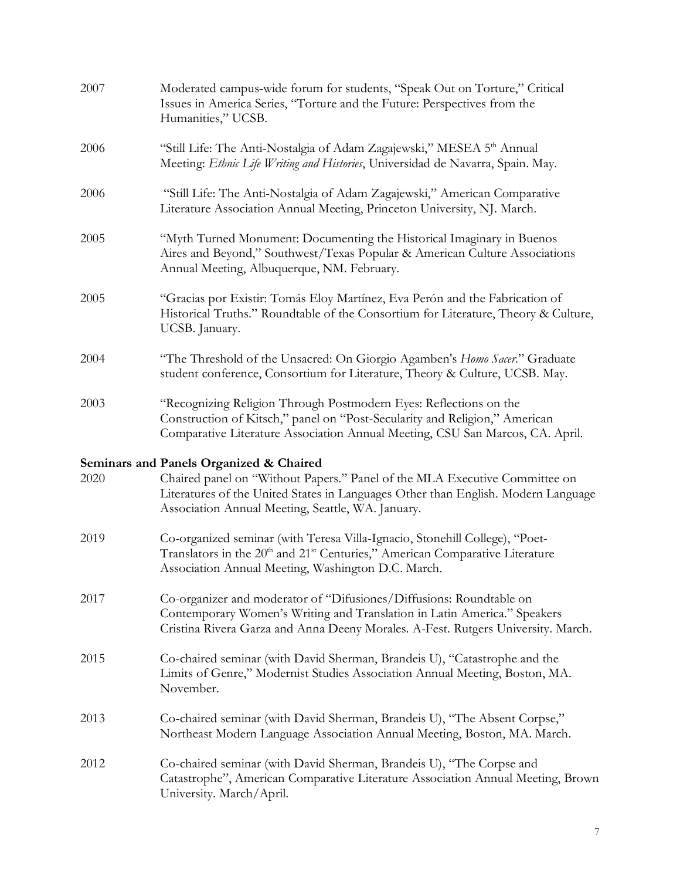2007 Moderated campus-wide forum for students, "Speak Out on Torture," Critical Issues in America Series, "Torture and the Future: Perspectives from the Humanities," UCSB.

2006 "Still Life: The Anti-Nostalgia of Adam Zagajewski," MESEA 5th Annual Meeting: *Ethnic Life Writing and Histories*, Universidad de Navarra, Spain. May.

2006 "Still Life: The Anti-Nostalgia of Adam Zagajewski," American Comparative Literature Association Annual Meeting, Princeton University, NJ. March.

2005 "Myth Turned Monument: Documenting the Historical Imaginary in Buenos Aires and Beyond," Southwest/Texas Popular & American Culture Associations Annual Meeting, Albuquerque, NM. February.

2005 "Gracias por Existir: Tomás Eloy Martínez, Eva Perón and the Fabrication of Historical Truths." Roundtable of the Consortium for Literature, Theory & Culture, UCSB. January.

2004 "The Threshold of the Unsacred: On Giorgio Agamben's *Homo Sacer*." Graduate student conference, Consortium for Literature, Theory & Culture, UCSB. May.

2003 "Recognizing Religion Through Postmodern Eyes: Reflections on the Construction of Kitsch," panel on "Post-Secularity and Religion," American Comparative Literature Association Annual Meeting, CSU San Marcos, CA. April.

**Seminars and Panels Organized & Chaired**

2020 Chaired panel on "Without Papers." Panel of the MLA Executive Committee on Literatures of the United States in Languages Other than English. Modern Language Association Annual Meeting, Seattle, WA. January.

2019 Co-organized seminar (with Teresa Villa-Ignacio, Stonehill College), "Poet-Translators in the 20th and 21st Centuries," American Comparative Literature Association Annual Meeting, Washington D.C. March.

2017 Co-organizer and moderator of "Difusiones/Diffusions: Roundtable on Contemporary Women's Writing and Translation in Latin America." Speakers Cristina Rivera Garza and Anna Deeny Morales. A-Fest. Rutgers University. March.

2015 Co-chaired seminar (with David Sherman, Brandeis U), "Catastrophe and the Limits of Genre," Modernist Studies Association Annual Meeting, Boston, MA. November.

2013 Co-chaired seminar (with David Sherman, Brandeis U), "The Absent Corpse," Northeast Modern Language Association Annual Meeting, Boston, MA. March.

2012 Co-chaired seminar (with David Sherman, Brandeis U), "The Corpse and Catastrophe", American Comparative Literature Association Annual Meeting, Brown University. March/April.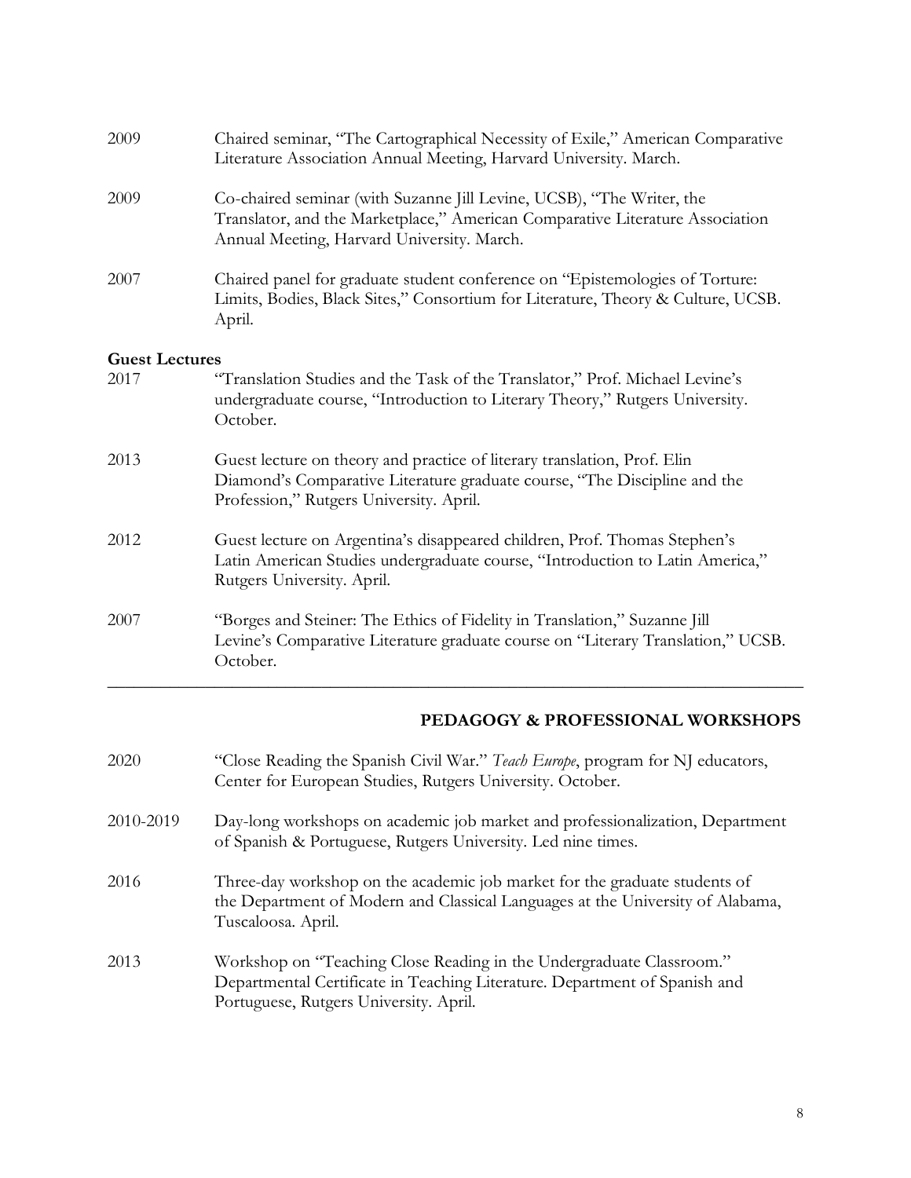2009 Chaired seminar, "The Cartographical Necessity of Exile," American Comparative Literature Association Annual Meeting, Harvard University. March.

2009 Co-chaired seminar (with Suzanne Jill Levine, UCSB), "The Writer, the Translator, and the Marketplace," American Comparative Literature Association Annual Meeting, Harvard University. March.

2007 Chaired panel for graduate student conference on "Epistemologies of Torture: Limits, Bodies, Black Sites," Consortium for Literature, Theory & Culture, UCSB. April.

**Guest Lectures**

2017 "Translation Studies and the Task of the Translator," Prof. Michael Levine's undergraduate course, "Introduction to Literary Theory," Rutgers University. October.

2013 Guest lecture on theory and practice of literary translation, Prof. Elin Diamond's Comparative Literature graduate course, "The Discipline and the Profession," Rutgers University. April.

2012 Guest lecture on Argentina's disappeared children, Prof. Thomas Stephen's Latin American Studies undergraduate course, "Introduction to Latin America," Rutgers University. April.

2007 "Borges and Steiner: The Ethics of Fidelity in Translation," Suzanne Jill Levine's Comparative Literature graduate course on "Literary Translation," UCSB. October.

---

## PEDAGOGY & PROFESSIONAL WORKSHOPS

2020 "Close Reading the Spanish Civil War." *Teach Europe*, program for NJ educators, Center for European Studies, Rutgers University. October.

2010-2019 Day-long workshops on academic job market and professionalization, Department of Spanish & Portuguese, Rutgers University. Led nine times.

2016 Three-day workshop on the academic job market for the graduate students of the Department of Modern and Classical Languages at the University of Alabama, Tuscaloosa. April.

2013 Workshop on "Teaching Close Reading in the Undergraduate Classroom." Departmental Certificate in Teaching Literature. Department of Spanish and Portuguese, Rutgers University. April.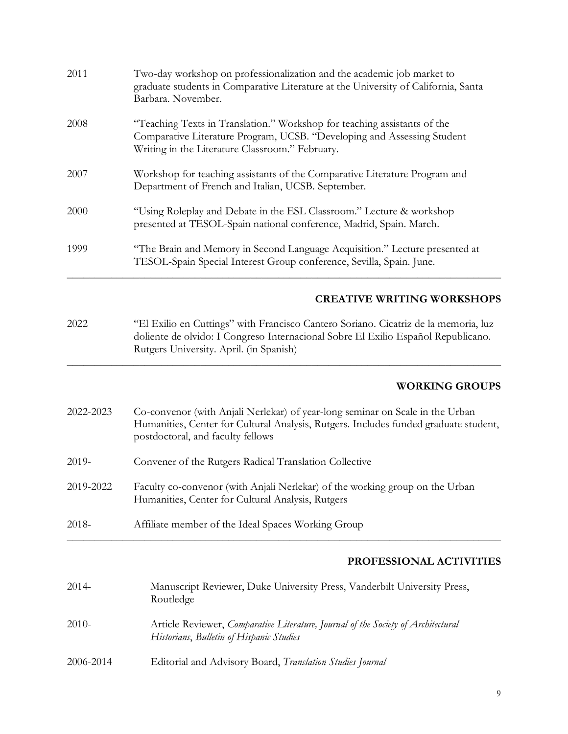2011 Two-day workshop on professionalization and the academic job market to graduate students in Comparative Literature at the University of California, Santa Barbara. November.

2008 "Teaching Texts in Translation." Workshop for teaching assistants of the Comparative Literature Program, UCSB. "Developing and Assessing Student Writing in the Literature Classroom." February.

2007 Workshop for teaching assistants of the Comparative Literature Program and Department of French and Italian, UCSB. September.

2000 "Using Roleplay and Debate in the ESL Classroom." Lecture & workshop presented at TESOL-Spain national conference, Madrid, Spain. March.

1999 "The Brain and Memory in Second Language Acquisition." Lecture presented at TESOL-Spain Special Interest Group conference, Sevilla, Spain. June.

---

## CREATIVE WRITING WORKSHOPS

2022 "El Exilio en Cuttings" with Francisco Cantero Soriano. Cicatriz de la memoria, luz doliente de olvido: I Congreso Internacional Sobre El Exilio Español Republicano. Rutgers University. April. (in Spanish)

---

## WORKING GROUPS

2022-2023 Co-convenor (with Anjali Nerlekar) of year-long seminar on Scale in the Urban Humanities, Center for Cultural Analysis, Rutgers. Includes funded graduate student, postdoctoral, and faculty fellows

2019- Convener of the Rutgers Radical Translation Collective

2019-2022 Faculty co-convenor (with Anjali Nerlekar) of the working group on the Urban Humanities, Center for Cultural Analysis, Rutgers

2018- Affiliate member of the Ideal Spaces Working Group

---

## PROFESSIONAL ACTIVITIES

2014- Manuscript Reviewer, Duke University Press, Vanderbilt University Press, Routledge

2010- Article Reviewer, *Comparative Literature, Journal of the Society of Architectural Historians*, *Bulletin of Hispanic Studies*

2006-2014 Editorial and Advisory Board, *Translation Studies Journal*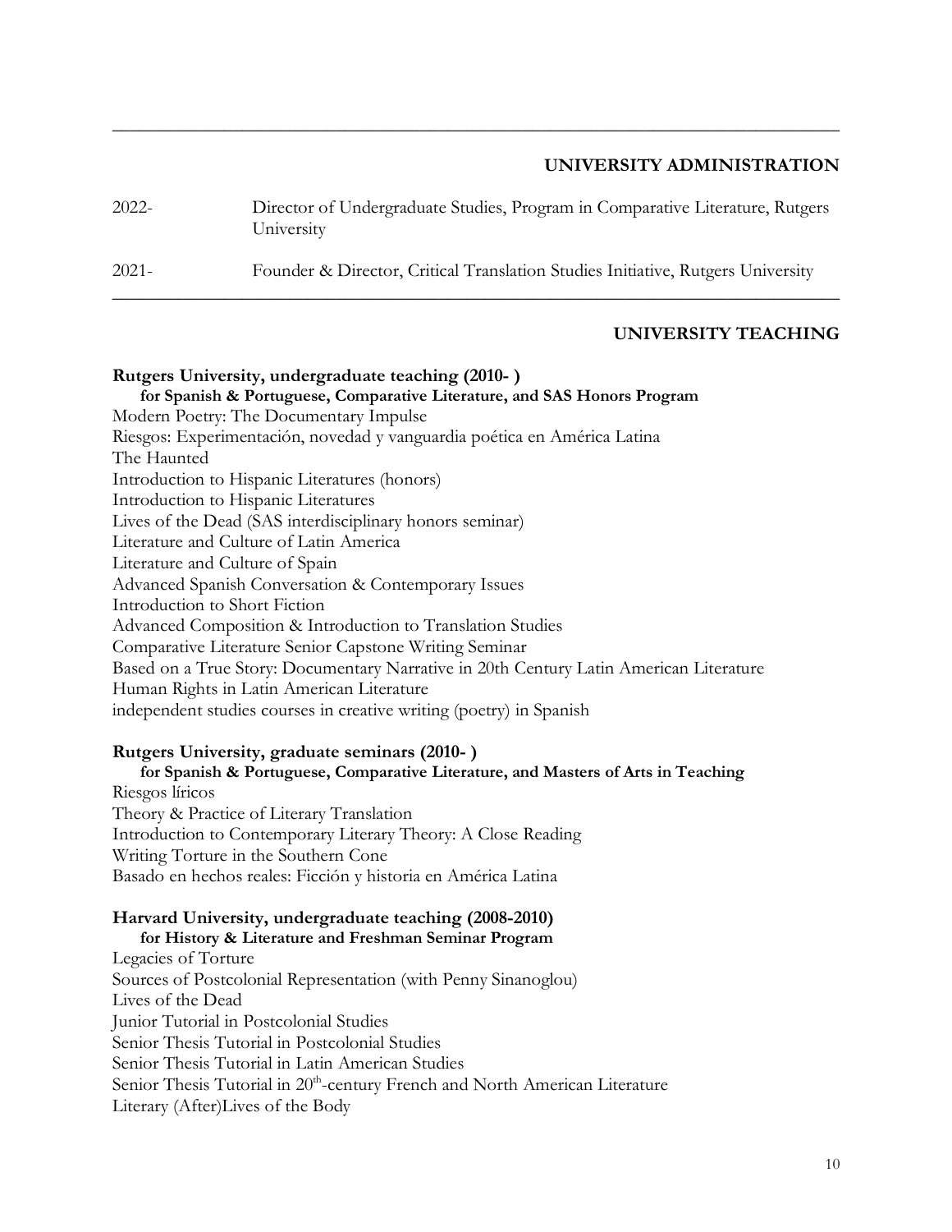## UNIVERSITY ADMINISTRATION

2022- Director of Undergraduate Studies, Program in Comparative Literature, Rutgers University

2021- Founder & Director, Critical Translation Studies Initiative, Rutgers University

## UNIVERSITY TEACHING

**Rutgers University, undergraduate teaching (2010- )**
**for Spanish & Portuguese, Comparative Literature, and SAS Honors Program**

Modern Poetry: The Documentary Impulse
Riesgos: Experimentación, novedad y vanguardia poética en América Latina
The Haunted
Introduction to Hispanic Literatures (honors)
Introduction to Hispanic Literatures
Lives of the Dead (SAS interdisciplinary honors seminar)
Literature and Culture of Latin America
Literature and Culture of Spain
Advanced Spanish Conversation & Contemporary Issues
Introduction to Short Fiction
Advanced Composition & Introduction to Translation Studies
Comparative Literature Senior Capstone Writing Seminar
Based on a True Story: Documentary Narrative in 20th Century Latin American Literature
Human Rights in Latin American Literature
independent studies courses in creative writing (poetry) in Spanish

**Rutgers University, graduate seminars (2010- )**
**for Spanish & Portuguese, Comparative Literature, and Masters of Arts in Teaching**

Riesgos líricos
Theory & Practice of Literary Translation
Introduction to Contemporary Literary Theory: A Close Reading
Writing Torture in the Southern Cone
Basado en hechos reales: Ficción y historia en América Latina

**Harvard University, undergraduate teaching (2008-2010)**
**for History & Literature and Freshman Seminar Program**

Legacies of Torture
Sources of Postcolonial Representation (with Penny Sinanoglou)
Lives of the Dead
Junior Tutorial in Postcolonial Studies
Senior Thesis Tutorial in Postcolonial Studies
Senior Thesis Tutorial in Latin American Studies
Senior Thesis Tutorial in 20th-century French and North American Literature
Literary (After)Lives of the Body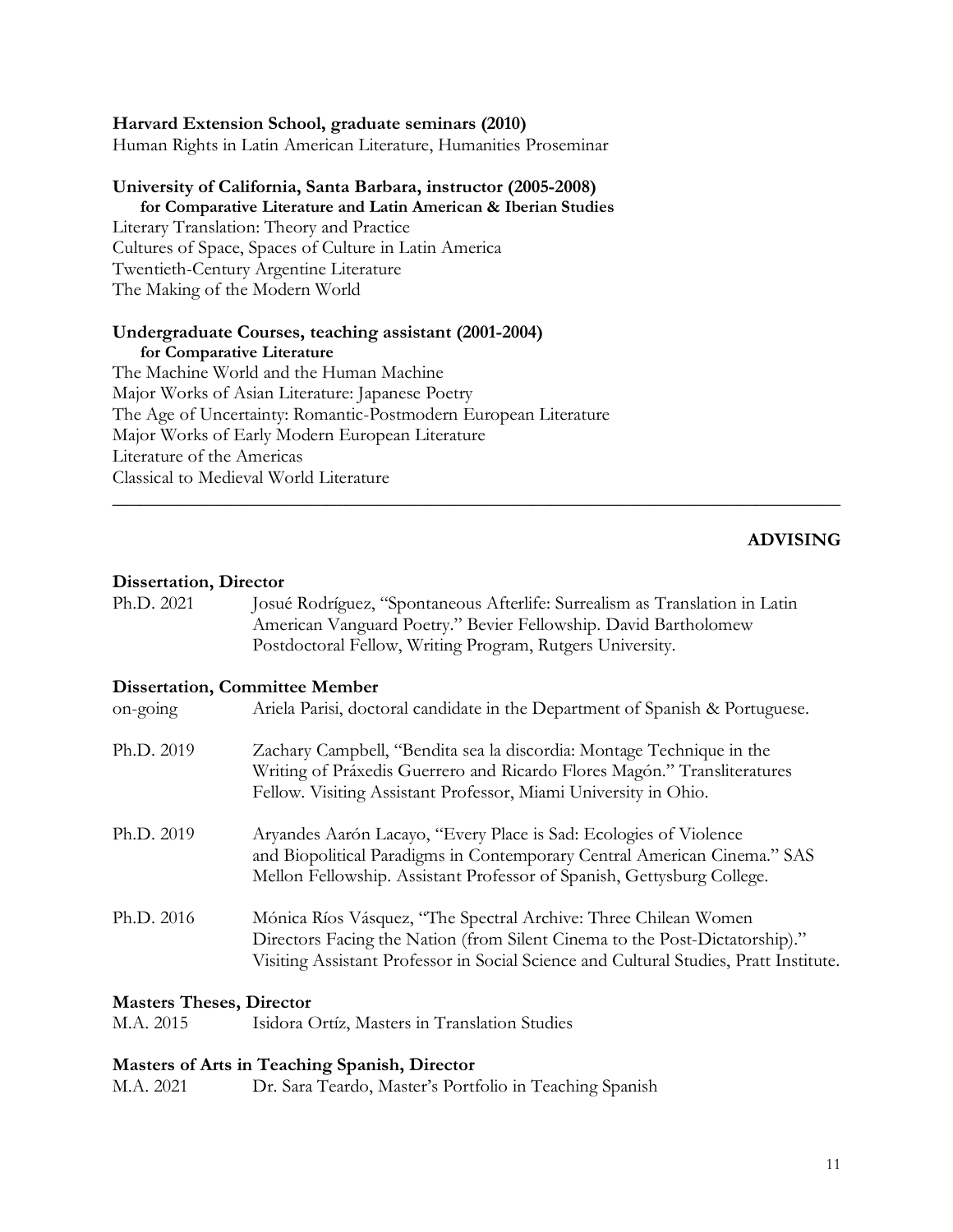**Harvard Extension School, graduate seminars (2010)**
Human Rights in Latin American Literature, Humanities Proseminar

**University of California, Santa Barbara, instructor (2005-2008)**
**for Comparative Literature and Latin American & Iberian Studies**
Literary Translation: Theory and Practice
Cultures of Space, Spaces of Culture in Latin America
Twentieth-Century Argentine Literature
The Making of the Modern World

**Undergraduate Courses, teaching assistant (2001-2004)**
**for Comparative Literature**
The Machine World and the Human Machine
Major Works of Asian Literature: Japanese Poetry
The Age of Uncertainty: Romantic-Postmodern European Literature
Major Works of Early Modern European Literature
Literature of the Americas
Classical to Medieval World Literature

---

## ADVISING

**Dissertation, Director**

Ph.D. 2021 — Josué Rodríguez, "Spontaneous Afterlife: Surrealism as Translation in Latin American Vanguard Poetry." Bevier Fellowship. David Bartholomew Postdoctoral Fellow, Writing Program, Rutgers University.

**Dissertation, Committee Member**

on-going — Ariela Parisi, doctoral candidate in the Department of Spanish & Portuguese.

Ph.D. 2019 — Zachary Campbell, "Bendita sea la discordia: Montage Technique in the Writing of Práxedis Guerrero and Ricardo Flores Magón." Transliteratures Fellow. Visiting Assistant Professor, Miami University in Ohio.

Ph.D. 2019 — Aryandes Aarón Lacayo, "Every Place is Sad: Ecologies of Violence and Biopolitical Paradigms in Contemporary Central American Cinema." SAS Mellon Fellowship. Assistant Professor of Spanish, Gettysburg College.

Ph.D. 2016 — Mónica Ríos Vásquez, "The Spectral Archive: Three Chilean Women Directors Facing the Nation (from Silent Cinema to the Post-Dictatorship)." Visiting Assistant Professor in Social Science and Cultural Studies, Pratt Institute.

**Masters Theses, Director**

M.A. 2015 — Isidora Ortíz, Masters in Translation Studies

**Masters of Arts in Teaching Spanish, Director**

M.A. 2021 — Dr. Sara Teardo, Master's Portfolio in Teaching Spanish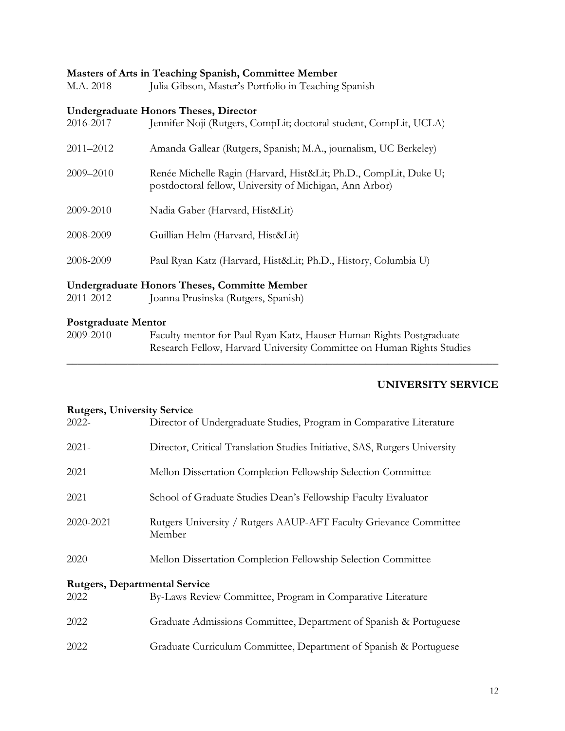**Masters of Arts in Teaching Spanish, Committee Member**

M.A. 2018 Julia Gibson, Master's Portfolio in Teaching Spanish

**Undergraduate Honors Theses, Director**

2016-2017 Jennifer Noji (Rutgers, CompLit; doctoral student, CompLit, UCLA)

2011–2012 Amanda Gallear (Rutgers, Spanish; M.A., journalism, UC Berkeley)

2009–2010 Renée Michelle Ragin (Harvard, Hist&Lit; Ph.D., CompLit, Duke U; postdoctoral fellow, University of Michigan, Ann Arbor)

2009-2010 Nadia Gaber (Harvard, Hist&Lit)

2008-2009 Guillian Helm (Harvard, Hist&Lit)

2008-2009 Paul Ryan Katz (Harvard, Hist&Lit; Ph.D., History, Columbia U)

**Undergraduate Honors Theses, Committe Member**

2011-2012 Joanna Prusinska (Rutgers, Spanish)

**Postgraduate Mentor**

2009-2010 Faculty mentor for Paul Ryan Katz, Hauser Human Rights Postgraduate Research Fellow, Harvard University Committee on Human Rights Studies

---

## UNIVERSITY SERVICE

**Rutgers, University Service**

2022- Director of Undergraduate Studies, Program in Comparative Literature

2021- Director, Critical Translation Studies Initiative, SAS, Rutgers University

2021 Mellon Dissertation Completion Fellowship Selection Committee

2021 School of Graduate Studies Dean's Fellowship Faculty Evaluator

2020-2021 Rutgers University / Rutgers AAUP-AFT Faculty Grievance Committee Member

2020 Mellon Dissertation Completion Fellowship Selection Committee

**Rutgers, Departmental Service**

2022 By-Laws Review Committee, Program in Comparative Literature

2022 Graduate Admissions Committee, Department of Spanish & Portuguese

2022 Graduate Curriculum Committee, Department of Spanish & Portuguese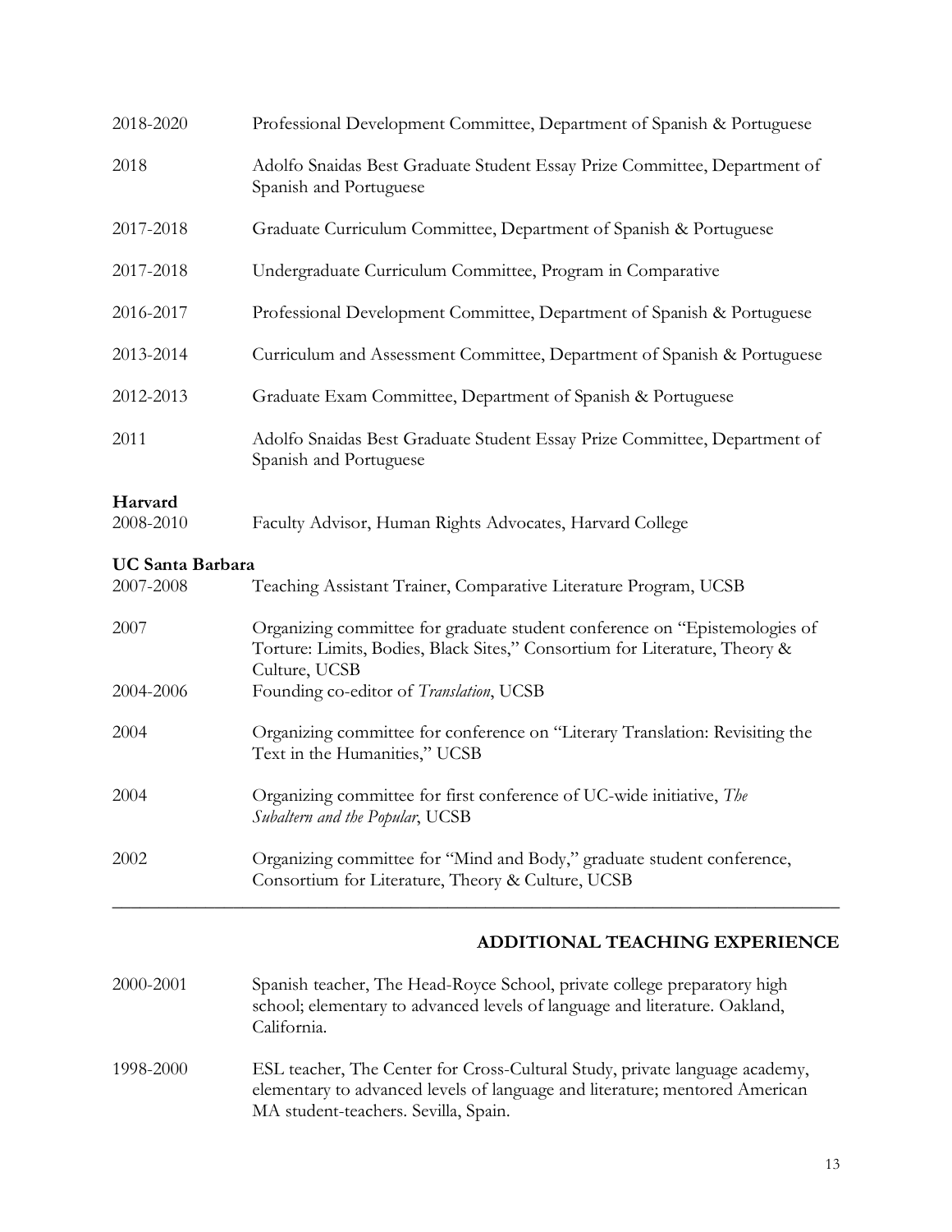| | |
|---|---|
| 2018-2020 | Professional Development Committee, Department of Spanish & Portuguese |
| 2018 | Adolfo Snaidas Best Graduate Student Essay Prize Committee, Department of Spanish and Portuguese |
| 2017-2018 | Graduate Curriculum Committee, Department of Spanish & Portuguese |
| 2017-2018 | Undergraduate Curriculum Committee, Program in Comparative |
| 2016-2017 | Professional Development Committee, Department of Spanish & Portuguese |
| 2013-2014 | Curriculum and Assessment Committee, Department of Spanish & Portuguese |
| 2012-2013 | Graduate Exam Committee, Department of Spanish & Portuguese |
| 2011 | Adolfo Snaidas Best Graduate Student Essay Prize Committee, Department of Spanish and Portuguese |

**Harvard**

| | |
|---|---|
| 2008-2010 | Faculty Advisor, Human Rights Advocates, Harvard College |

**UC Santa Barbara**

| | |
|---|---|
| 2007-2008 | Teaching Assistant Trainer, Comparative Literature Program, UCSB |
| 2007 | Organizing committee for graduate student conference on "Epistemologies of Torture: Limits, Bodies, Black Sites," Consortium for Literature, Theory & Culture, UCSB |
| 2004-2006 | Founding co-editor of *Translation*, UCSB |
| 2004 | Organizing committee for conference on "Literary Translation: Revisiting the Text in the Humanities," UCSB |
| 2004 | Organizing committee for first conference of UC-wide initiative, *The Subaltern and the Popular*, UCSB |
| 2002 | Organizing committee for "Mind and Body," graduate student conference, Consortium for Literature, Theory & Culture, UCSB |

---

## ADDITIONAL TEACHING EXPERIENCE

| | |
|---|---|
| 2000-2001 | Spanish teacher, The Head-Royce School, private college preparatory high school; elementary to advanced levels of language and literature. Oakland, California. |
| 1998-2000 | ESL teacher, The Center for Cross-Cultural Study, private language academy, elementary to advanced levels of language and literature; mentored American MA student-teachers. Sevilla, Spain. |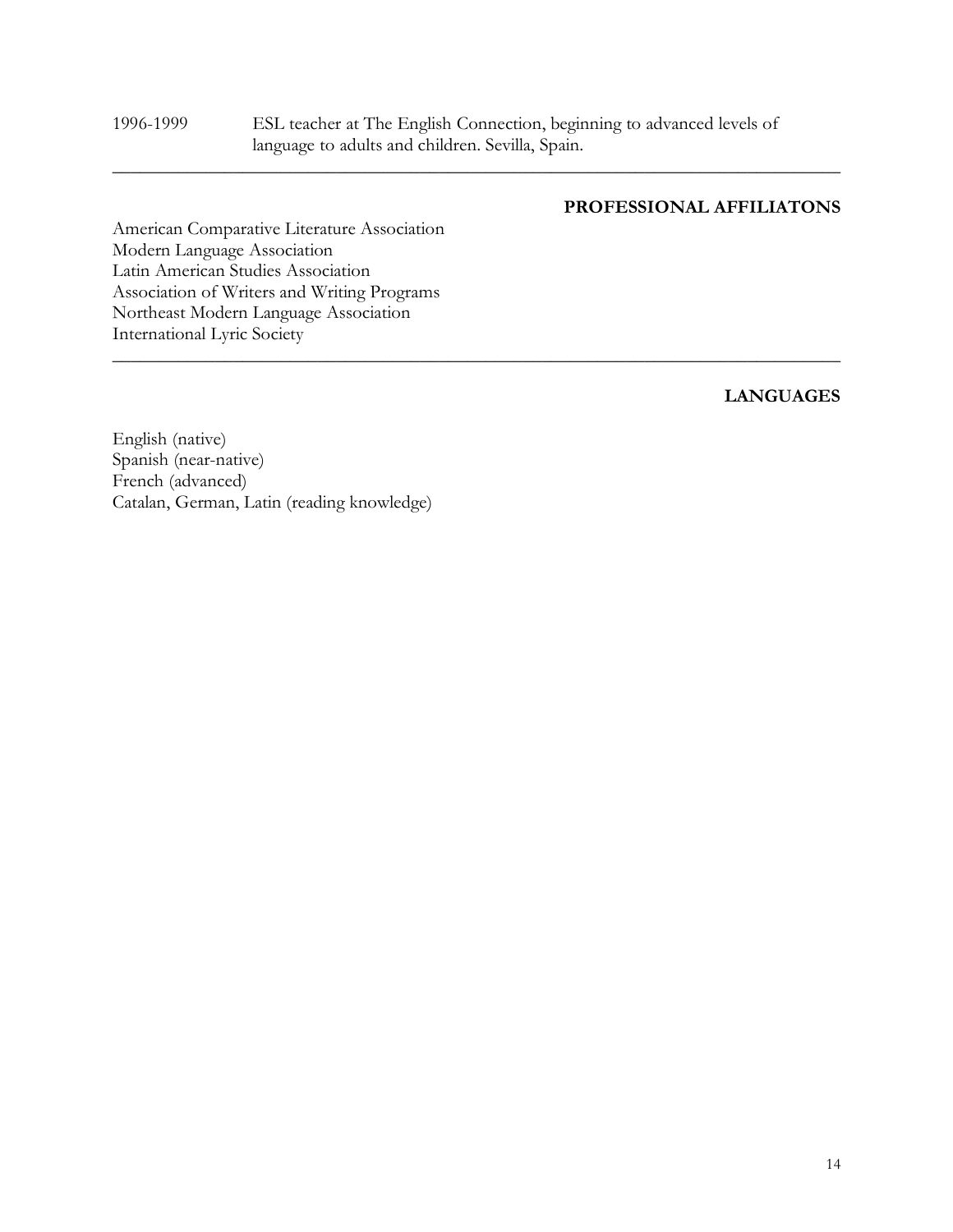1996-1999 ESL teacher at The English Connection, beginning to advanced levels of language to adults and children. Sevilla, Spain.

---

## PROFESSIONAL AFFILIATONS

American Comparative Literature Association
Modern Language Association
Latin American Studies Association
Association of Writers and Writing Programs
Northeast Modern Language Association
International Lyric Society

---

## LANGUAGES

English (native)
Spanish (near-native)
French (advanced)
Catalan, German, Latin (reading knowledge)